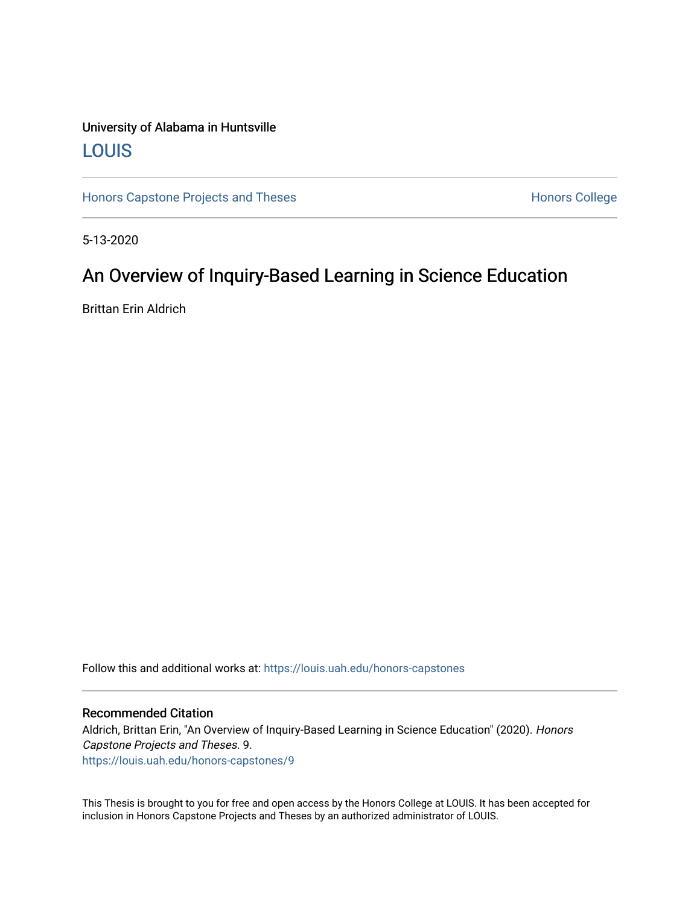University of Alabama in Huntsville

# LOUIS

Honors Capstone Projects and Theses

Honors College

5-13-2020

## An Overview of Inquiry-Based Learning in Science Education

Brittan Erin Aldrich

Follow this and additional works at: https://louis.uah.edu/honors-capstones

### Recommended Citation

Aldrich, Brittan Erin, "An Overview of Inquiry-Based Learning in Science Education" (2020). *Honors Capstone Projects and Theses*. 9.
https://louis.uah.edu/honors-capstones/9

This Thesis is brought to you for free and open access by the Honors College at LOUIS. It has been accepted for inclusion in Honors Capstone Projects and Theses by an authorized administrator of LOUIS.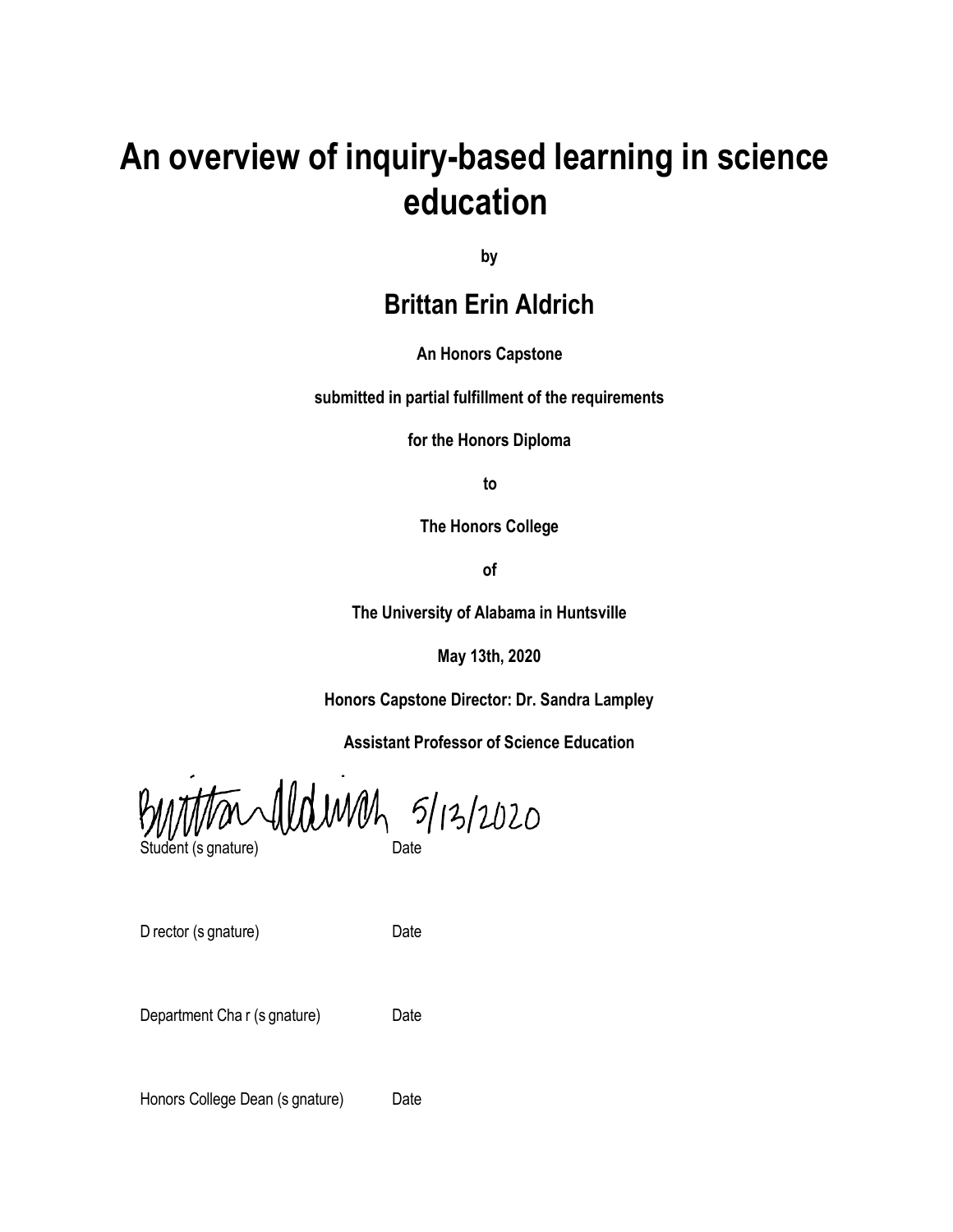# An overview of inquiry-based learning in science education

**by**

## Brittan Erin Aldrich

**An Honors Capstone**

**submitted in partial fulfillment of the requirements**

**for the Honors Diploma**

**to**

**The Honors College**

**of**

**The University of Alabama in Huntsville**

**May 13th, 2020**

**Honors Capstone Director: Dr. Sandra Lampley**

**Assistant Professor of Science Education**

Brittan Aldrich 5/13/2020

Student (s gnature) Date

D rector (s gnature) Date

Department Cha r (s gnature) Date

Honors College Dean (s gnature) Date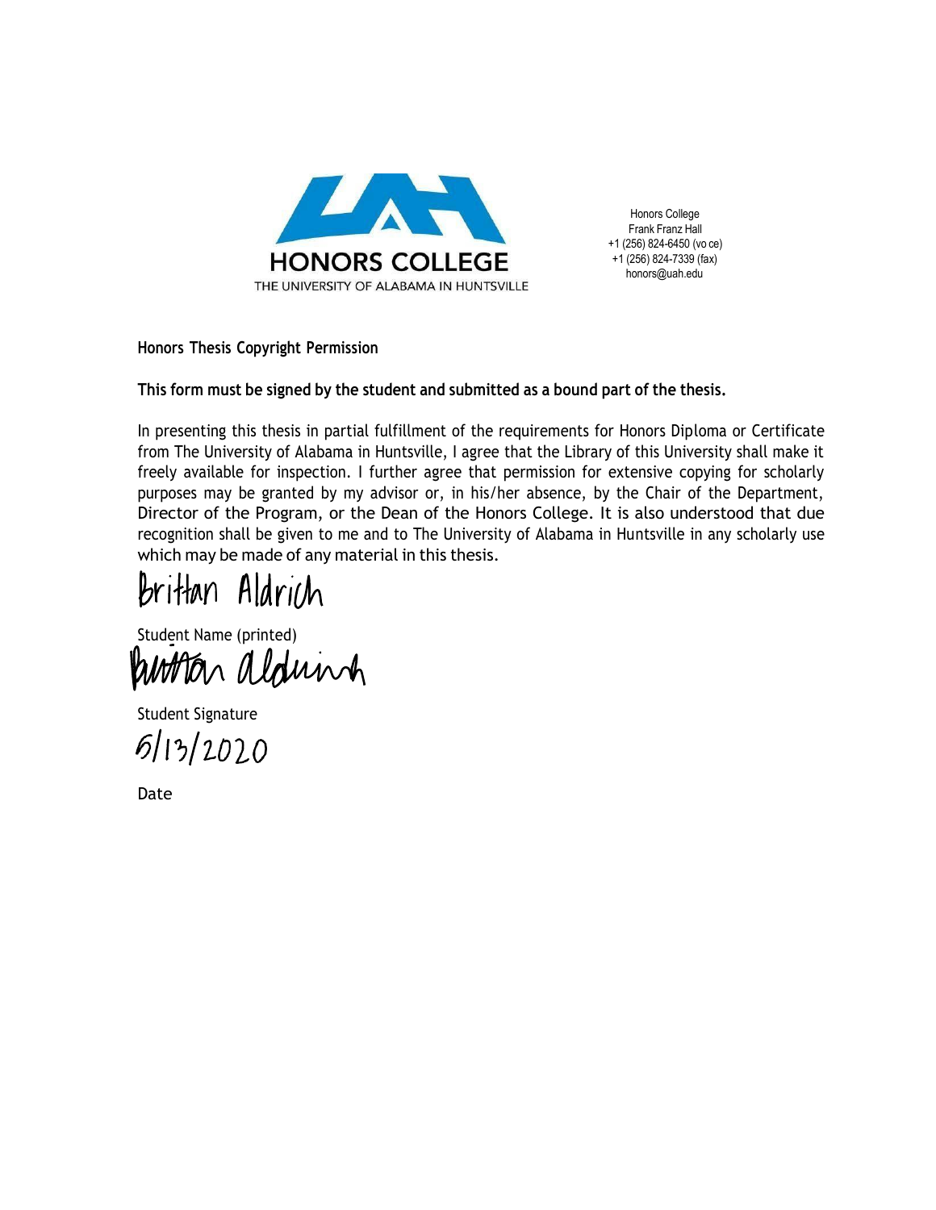HONORS COLLEGE
THE UNIVERSITY OF ALABAMA IN HUNTSVILLE

Honors College
Frank Franz Hall
+1 (256) 824-6450 (vo ce)
+1 (256) 824-7339 (fax)
honors@uah.edu

**Honors Thesis Copyright Permission**

**This form must be signed by the student and submitted as a bound part of the thesis.**

In presenting this thesis in partial fulfillment of the requirements for Honors Diploma or Certificate from The University of Alabama in Huntsville, I agree that the Library of this University shall make it freely available for inspection. I further agree that permission for extensive copying for scholarly purposes may be granted by my advisor or, in his/her absence, by the Chair of the Department, Director of the Program, or the Dean of the Honors College. It is also understood that due recognition shall be given to me and to The University of Alabama in Huntsville in any scholarly use which may be made of any material in this thesis.

Brittan Aldrich

Student Name (printed)

Brittan Aldrich

Student Signature

5/13/2020

Date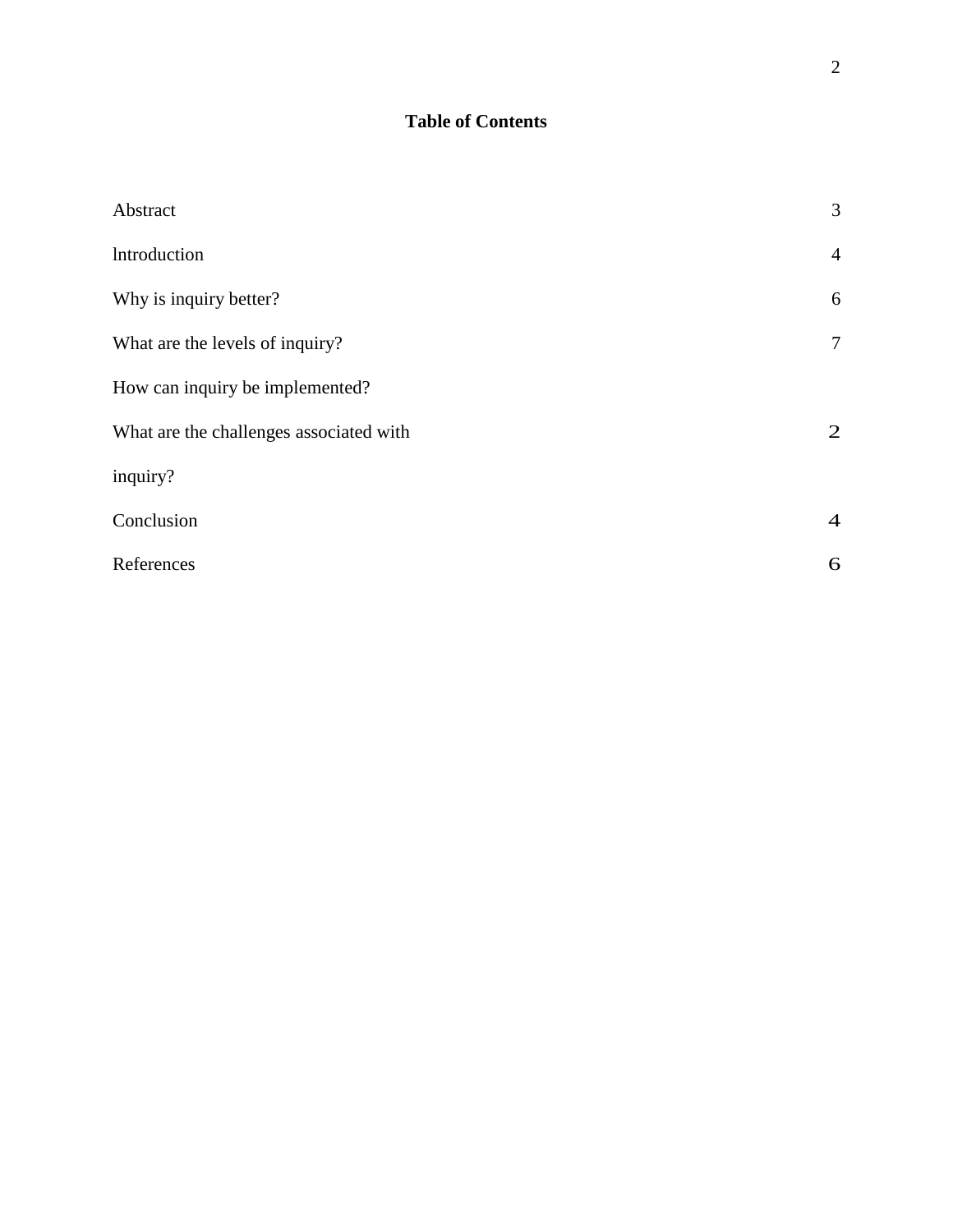**Table of Contents**

| | |
|---|---|
| Abstract | 3 |
| lntroduction | 4 |
| Why is inquiry better? | 6 |
| What are the levels of inquiry? | 7 |
| How can inquiry be implemented? | |
| What are the challenges associated with inquiry? | 2 |
| Conclusion | 4 |
| References | 6 |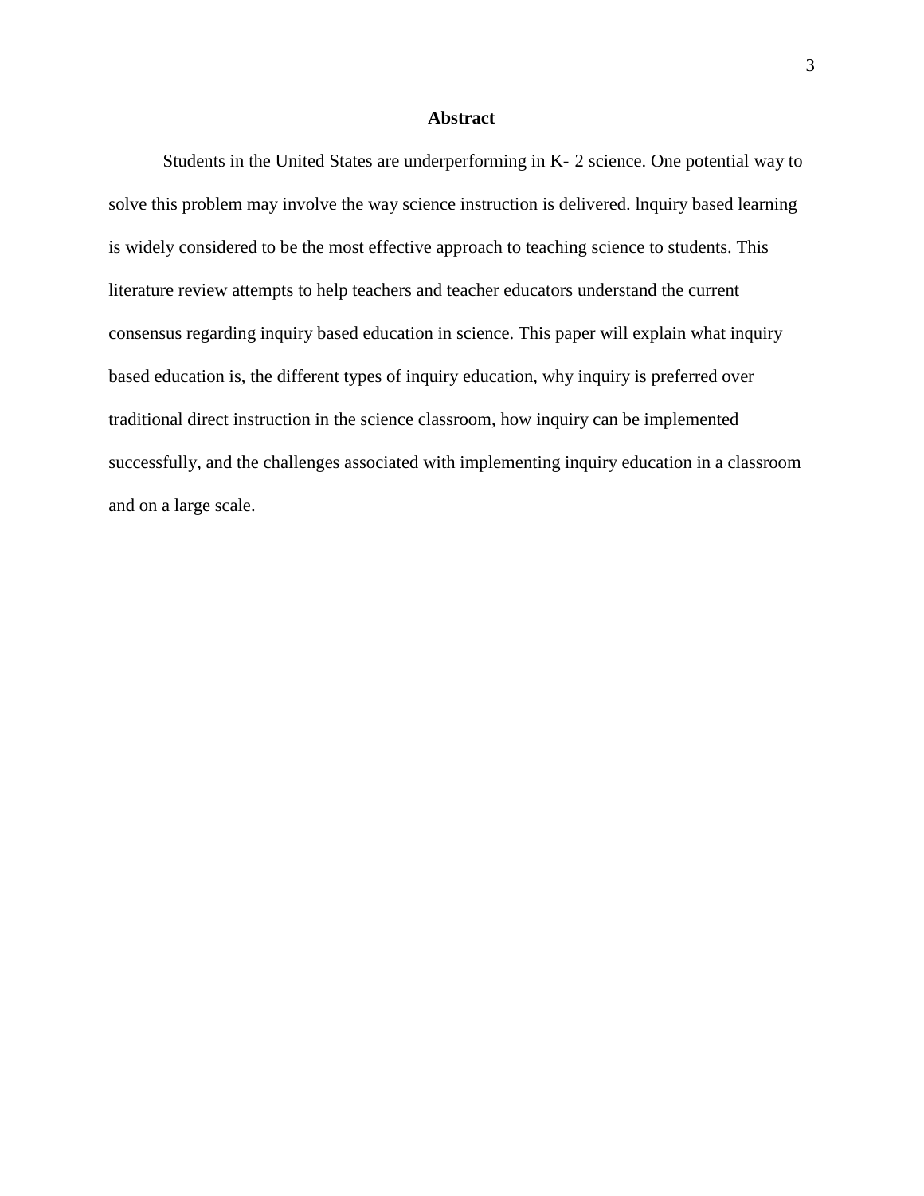**Abstract**

Students in the United States are underperforming in K- 2 science. One potential way to solve this problem may involve the way science instruction is delivered. lnquiry based learning is widely considered to be the most effective approach to teaching science to students. This literature review attempts to help teachers and teacher educators understand the current consensus regarding inquiry based education in science. This paper will explain what inquiry based education is, the different types of inquiry education, why inquiry is preferred over traditional direct instruction in the science classroom, how inquiry can be implemented successfully, and the challenges associated with implementing inquiry education in a classroom and on a large scale.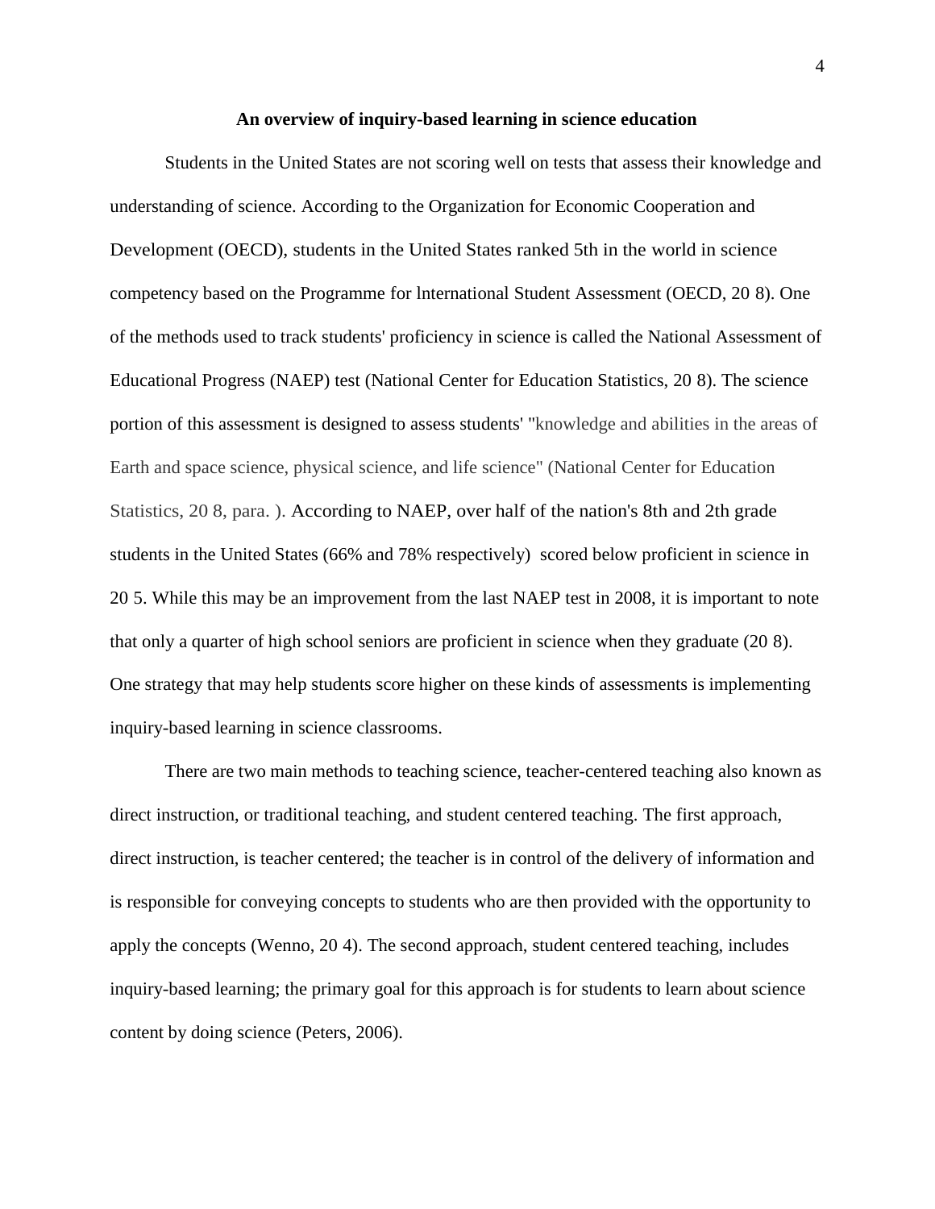**An overview of inquiry-based learning in science education**

Students in the United States are not scoring well on tests that assess their knowledge and understanding of science. According to the Organization for Economic Cooperation and Development (OECD), students in the United States ranked 5th in the world in science competency based on the Programme for lnternational Student Assessment (OECD, 20 8). One of the methods used to track students' proficiency in science is called the National Assessment of Educational Progress (NAEP) test (National Center for Education Statistics, 20 8). The science portion of this assessment is designed to assess students' "knowledge and abilities in the areas of Earth and space science, physical science, and life science" (National Center for Education Statistics, 20 8, para. ). According to NAEP, over half of the nation's 8th and 2th grade students in the United States (66% and 78% respectively) scored below proficient in science in 20 5. While this may be an improvement from the last NAEP test in 2008, it is important to note that only a quarter of high school seniors are proficient in science when they graduate (20 8). One strategy that may help students score higher on these kinds of assessments is implementing inquiry-based learning in science classrooms.

There are two main methods to teaching science, teacher-centered teaching also known as direct instruction, or traditional teaching, and student centered teaching. The first approach, direct instruction, is teacher centered; the teacher is in control of the delivery of information and is responsible for conveying concepts to students who are then provided with the opportunity to apply the concepts (Wenno, 20 4). The second approach, student centered teaching, includes inquiry-based learning; the primary goal for this approach is for students to learn about science content by doing science (Peters, 2006).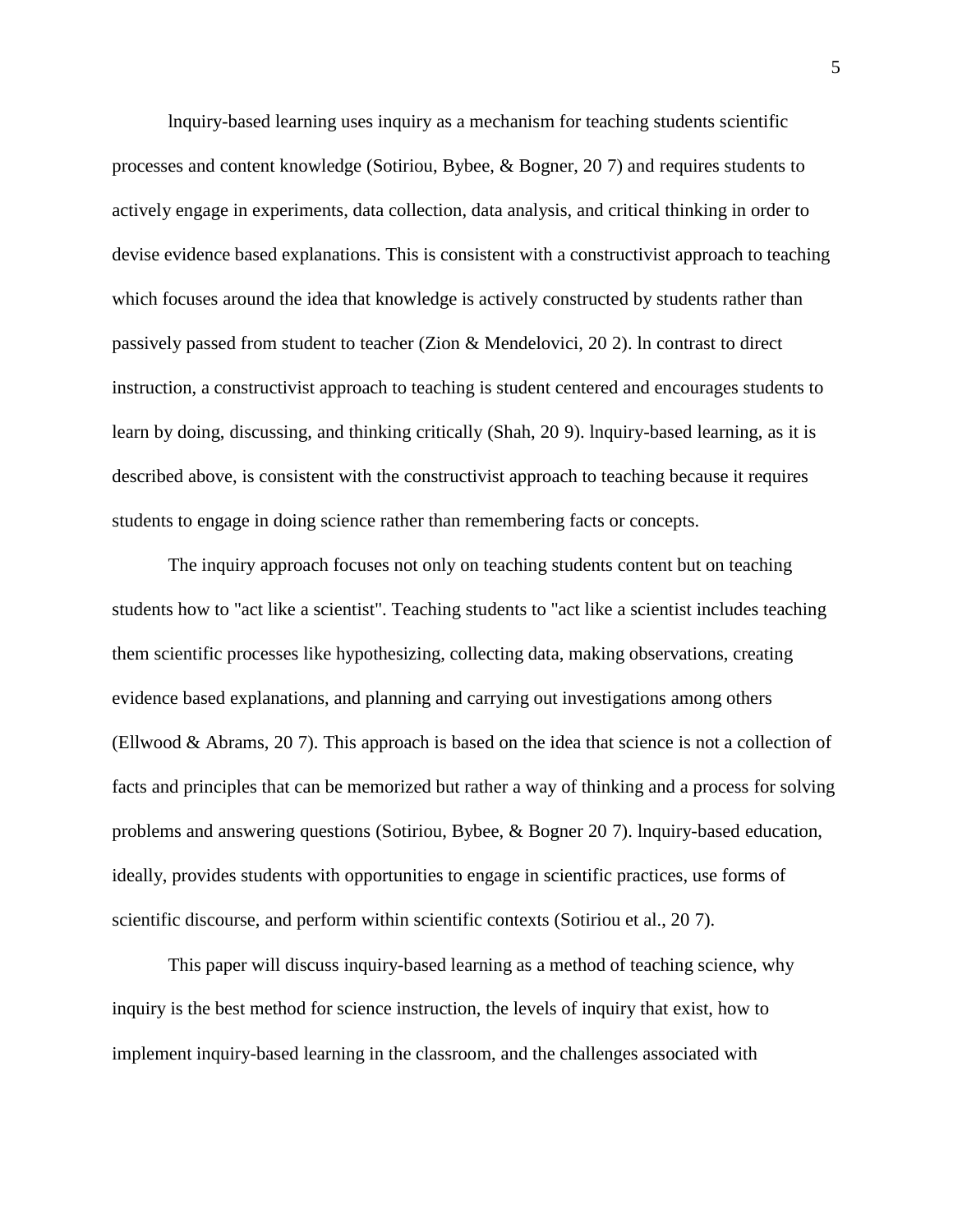lnquiry-based learning uses inquiry as a mechanism for teaching students scientific processes and content knowledge (Sotiriou, Bybee, & Bogner, 20 7) and requires students to actively engage in experiments, data collection, data analysis, and critical thinking in order to devise evidence based explanations. This is consistent with a constructivist approach to teaching which focuses around the idea that knowledge is actively constructed by students rather than passively passed from student to teacher (Zion & Mendelovici, 20 2). ln contrast to direct instruction, a constructivist approach to teaching is student centered and encourages students to learn by doing, discussing, and thinking critically (Shah, 20 9). lnquiry-based learning, as it is described above, is consistent with the constructivist approach to teaching because it requires students to engage in doing science rather than remembering facts or concepts.

The inquiry approach focuses not only on teaching students content but on teaching students how to "act like a scientist". Teaching students to "act like a scientist includes teaching them scientific processes like hypothesizing, collecting data, making observations, creating evidence based explanations, and planning and carrying out investigations among others (Ellwood & Abrams, 20 7). This approach is based on the idea that science is not a collection of facts and principles that can be memorized but rather a way of thinking and a process for solving problems and answering questions (Sotiriou, Bybee, & Bogner 20 7). lnquiry-based education, ideally, provides students with opportunities to engage in scientific practices, use forms of scientific discourse, and perform within scientific contexts (Sotiriou et al., 20 7).

This paper will discuss inquiry-based learning as a method of teaching science, why inquiry is the best method for science instruction, the levels of inquiry that exist, how to implement inquiry-based learning in the classroom, and the challenges associated with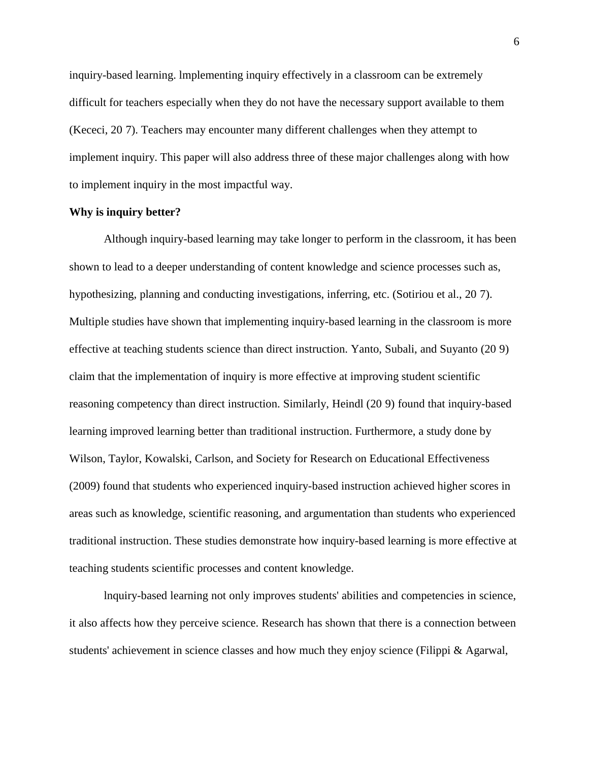inquiry-based learning. lmplementing inquiry effectively in a classroom can be extremely difficult for teachers especially when they do not have the necessary support available to them (Kececi, 20 7). Teachers may encounter many different challenges when they attempt to implement inquiry. This paper will also address three of these major challenges along with how to implement inquiry in the most impactful way.

**Why is inquiry better?**

Although inquiry-based learning may take longer to perform in the classroom, it has been shown to lead to a deeper understanding of content knowledge and science processes such as, hypothesizing, planning and conducting investigations, inferring, etc. (Sotiriou et al., 20 7). Multiple studies have shown that implementing inquiry-based learning in the classroom is more effective at teaching students science than direct instruction. Yanto, Subali, and Suyanto (20 9) claim that the implementation of inquiry is more effective at improving student scientific reasoning competency than direct instruction. Similarly, Heindl (20 9) found that inquiry-based learning improved learning better than traditional instruction. Furthermore, a study done by Wilson, Taylor, Kowalski, Carlson, and Society for Research on Educational Effectiveness (2009) found that students who experienced inquiry-based instruction achieved higher scores in areas such as knowledge, scientific reasoning, and argumentation than students who experienced traditional instruction. These studies demonstrate how inquiry-based learning is more effective at teaching students scientific processes and content knowledge.

lnquiry-based learning not only improves students' abilities and competencies in science, it also affects how they perceive science. Research has shown that there is a connection between students' achievement in science classes and how much they enjoy science (Filippi & Agarwal,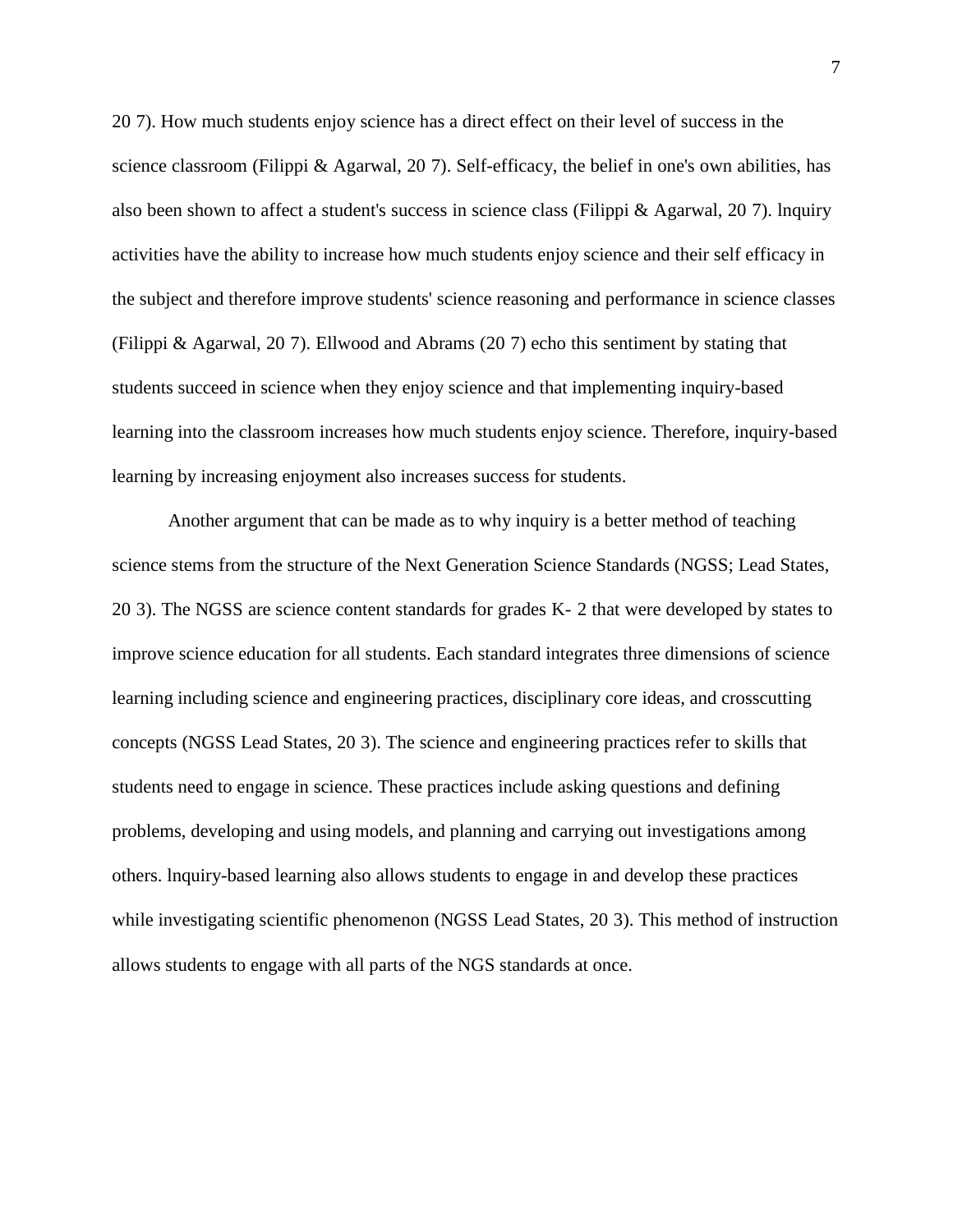20 7). How much students enjoy science has a direct effect on their level of success in the science classroom (Filippi & Agarwal, 20 7). Self-efficacy, the belief in one's own abilities, has also been shown to affect a student's success in science class (Filippi & Agarwal, 20 7). lnquiry activities have the ability to increase how much students enjoy science and their self efficacy in the subject and therefore improve students' science reasoning and performance in science classes (Filippi & Agarwal, 20 7). Ellwood and Abrams (20 7) echo this sentiment by stating that students succeed in science when they enjoy science and that implementing inquiry-based learning into the classroom increases how much students enjoy science. Therefore, inquiry-based learning by increasing enjoyment also increases success for students.

Another argument that can be made as to why inquiry is a better method of teaching science stems from the structure of the Next Generation Science Standards (NGSS; Lead States, 20 3). The NGSS are science content standards for grades K- 2 that were developed by states to improve science education for all students. Each standard integrates three dimensions of science learning including science and engineering practices, disciplinary core ideas, and crosscutting concepts (NGSS Lead States, 20 3). The science and engineering practices refer to skills that students need to engage in science. These practices include asking questions and defining problems, developing and using models, and planning and carrying out investigations among others. lnquiry-based learning also allows students to engage in and develop these practices while investigating scientific phenomenon (NGSS Lead States, 20 3). This method of instruction allows students to engage with all parts of the NGS standards at once.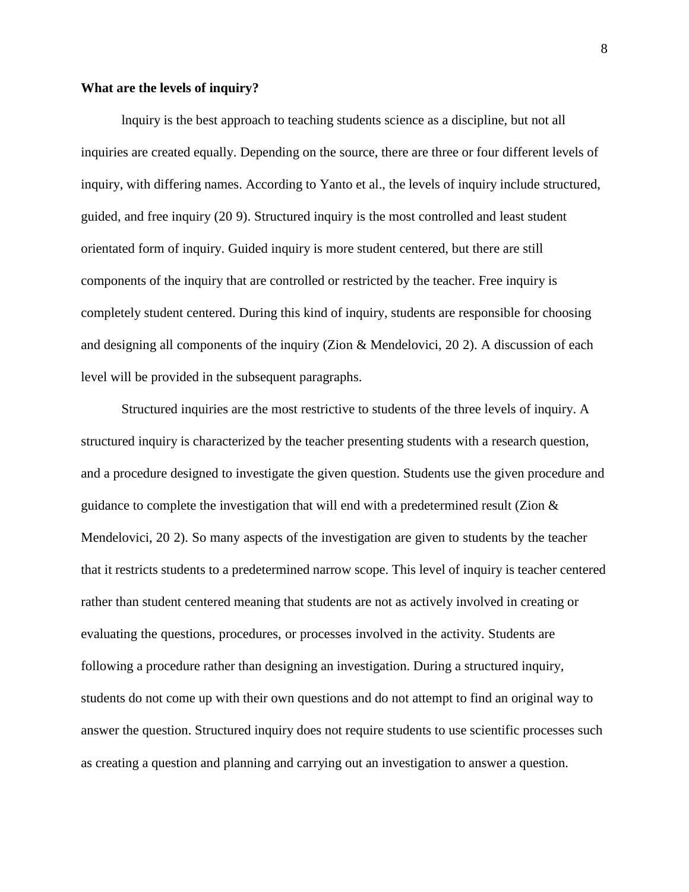**What are the levels of inquiry?**

lnquiry is the best approach to teaching students science as a discipline, but not all inquiries are created equally. Depending on the source, there are three or four different levels of inquiry, with differing names. According to Yanto et al., the levels of inquiry include structured, guided, and free inquiry (20 9). Structured inquiry is the most controlled and least student orientated form of inquiry. Guided inquiry is more student centered, but there are still components of the inquiry that are controlled or restricted by the teacher. Free inquiry is completely student centered. During this kind of inquiry, students are responsible for choosing and designing all components of the inquiry (Zion & Mendelovici, 20 2). A discussion of each level will be provided in the subsequent paragraphs.

Structured inquiries are the most restrictive to students of the three levels of inquiry. A structured inquiry is characterized by the teacher presenting students with a research question, and a procedure designed to investigate the given question. Students use the given procedure and guidance to complete the investigation that will end with a predetermined result (Zion & Mendelovici, 20 2). So many aspects of the investigation are given to students by the teacher that it restricts students to a predetermined narrow scope. This level of inquiry is teacher centered rather than student centered meaning that students are not as actively involved in creating or evaluating the questions, procedures, or processes involved in the activity. Students are following a procedure rather than designing an investigation. During a structured inquiry, students do not come up with their own questions and do not attempt to find an original way to answer the question. Structured inquiry does not require students to use scientific processes such as creating a question and planning and carrying out an investigation to answer a question.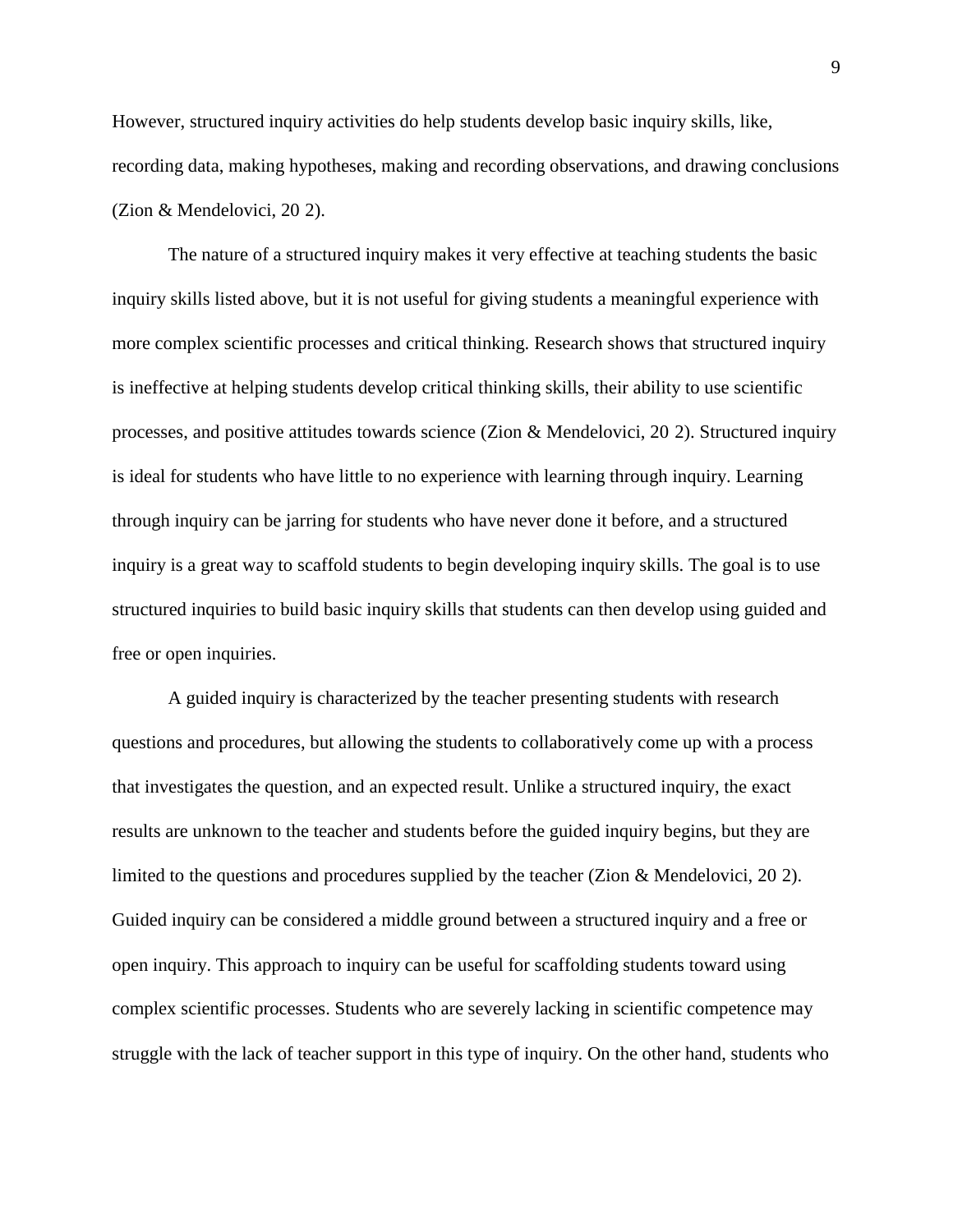However, structured inquiry activities do help students develop basic inquiry skills, like, recording data, making hypotheses, making and recording observations, and drawing conclusions (Zion & Mendelovici, 20 2).

The nature of a structured inquiry makes it very effective at teaching students the basic inquiry skills listed above, but it is not useful for giving students a meaningful experience with more complex scientific processes and critical thinking. Research shows that structured inquiry is ineffective at helping students develop critical thinking skills, their ability to use scientific processes, and positive attitudes towards science (Zion & Mendelovici, 20 2). Structured inquiry is ideal for students who have little to no experience with learning through inquiry. Learning through inquiry can be jarring for students who have never done it before, and a structured inquiry is a great way to scaffold students to begin developing inquiry skills. The goal is to use structured inquiries to build basic inquiry skills that students can then develop using guided and free or open inquiries.

A guided inquiry is characterized by the teacher presenting students with research questions and procedures, but allowing the students to collaboratively come up with a process that investigates the question, and an expected result. Unlike a structured inquiry, the exact results are unknown to the teacher and students before the guided inquiry begins, but they are limited to the questions and procedures supplied by the teacher (Zion & Mendelovici, 20 2). Guided inquiry can be considered a middle ground between a structured inquiry and a free or open inquiry. This approach to inquiry can be useful for scaffolding students toward using complex scientific processes. Students who are severely lacking in scientific competence may struggle with the lack of teacher support in this type of inquiry. On the other hand, students who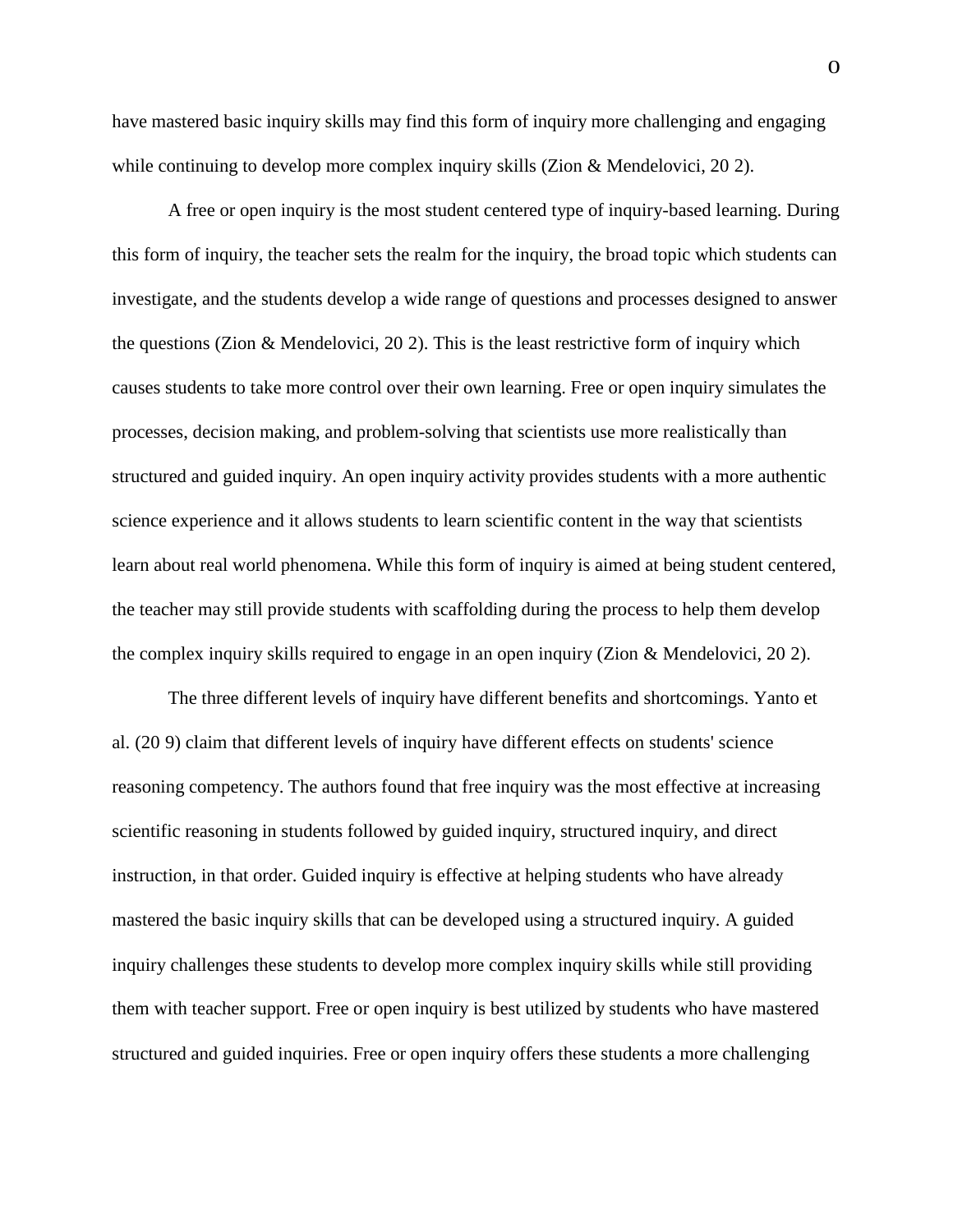have mastered basic inquiry skills may find this form of inquiry more challenging and engaging while continuing to develop more complex inquiry skills (Zion & Mendelovici, 20 2).

A free or open inquiry is the most student centered type of inquiry-based learning. During this form of inquiry, the teacher sets the realm for the inquiry, the broad topic which students can investigate, and the students develop a wide range of questions and processes designed to answer the questions (Zion & Mendelovici, 20 2). This is the least restrictive form of inquiry which causes students to take more control over their own learning. Free or open inquiry simulates the processes, decision making, and problem-solving that scientists use more realistically than structured and guided inquiry. An open inquiry activity provides students with a more authentic science experience and it allows students to learn scientific content in the way that scientists learn about real world phenomena. While this form of inquiry is aimed at being student centered, the teacher may still provide students with scaffolding during the process to help them develop the complex inquiry skills required to engage in an open inquiry (Zion & Mendelovici, 20 2).

The three different levels of inquiry have different benefits and shortcomings. Yanto et al. (20 9) claim that different levels of inquiry have different effects on students' science reasoning competency. The authors found that free inquiry was the most effective at increasing scientific reasoning in students followed by guided inquiry, structured inquiry, and direct instruction, in that order. Guided inquiry is effective at helping students who have already mastered the basic inquiry skills that can be developed using a structured inquiry. A guided inquiry challenges these students to develop more complex inquiry skills while still providing them with teacher support. Free or open inquiry is best utilized by students who have mastered structured and guided inquiries. Free or open inquiry offers these students a more challenging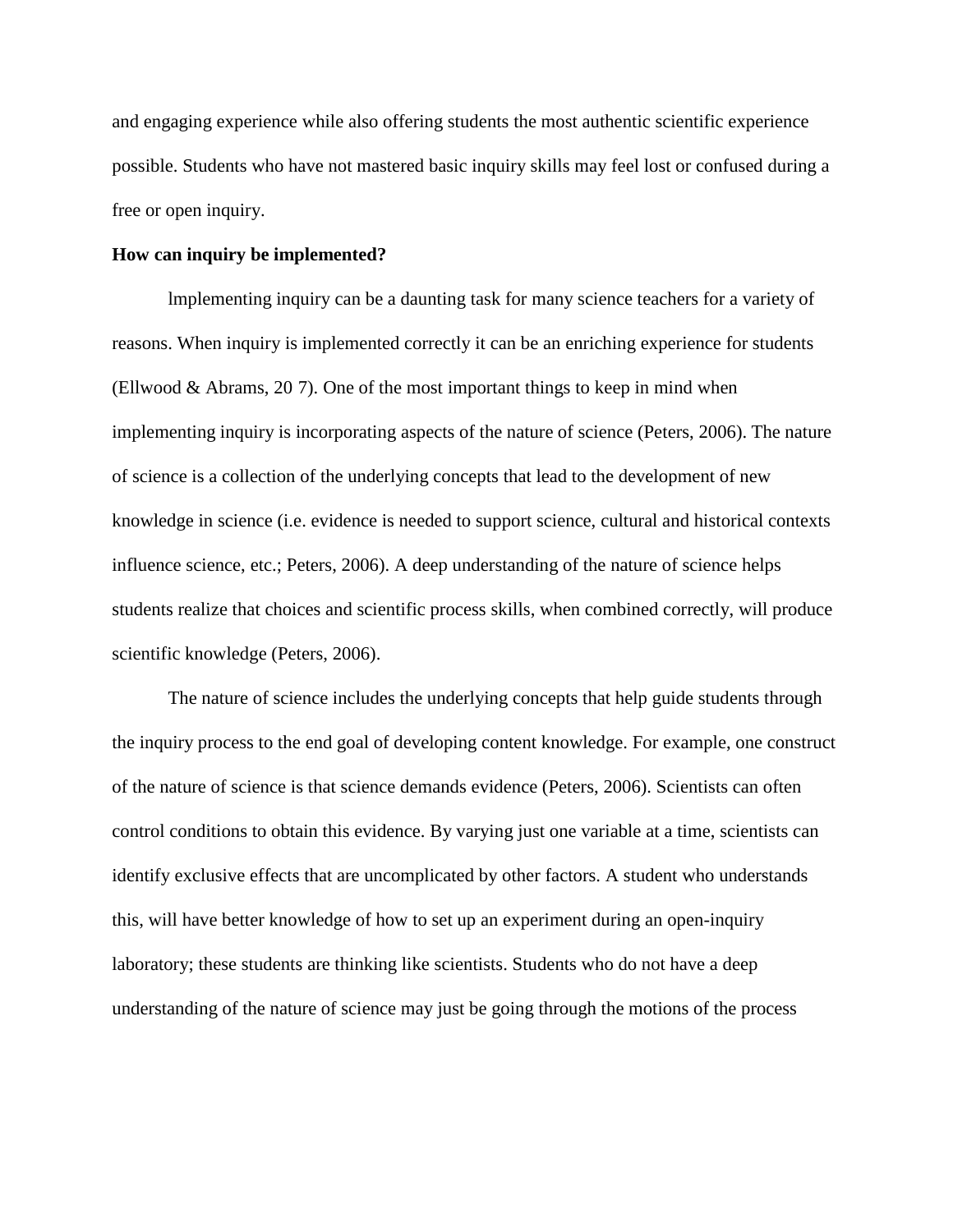and engaging experience while also offering students the most authentic scientific experience possible. Students who have not mastered basic inquiry skills may feel lost or confused during a free or open inquiry.

**How can inquiry be implemented?**

lmplementing inquiry can be a daunting task for many science teachers for a variety of reasons. When inquiry is implemented correctly it can be an enriching experience for students (Ellwood & Abrams, 20 7). One of the most important things to keep in mind when implementing inquiry is incorporating aspects of the nature of science (Peters, 2006). The nature of science is a collection of the underlying concepts that lead to the development of new knowledge in science (i.e. evidence is needed to support science, cultural and historical contexts influence science, etc.; Peters, 2006). A deep understanding of the nature of science helps students realize that choices and scientific process skills, when combined correctly, will produce scientific knowledge (Peters, 2006).

The nature of science includes the underlying concepts that help guide students through the inquiry process to the end goal of developing content knowledge. For example, one construct of the nature of science is that science demands evidence (Peters, 2006). Scientists can often control conditions to obtain this evidence. By varying just one variable at a time, scientists can identify exclusive effects that are uncomplicated by other factors. A student who understands this, will have better knowledge of how to set up an experiment during an open-inquiry laboratory; these students are thinking like scientists. Students who do not have a deep understanding of the nature of science may just be going through the motions of the process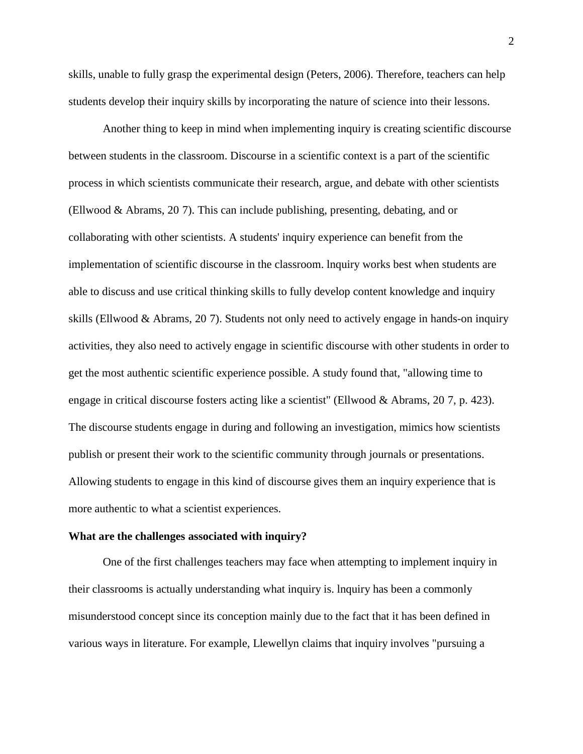skills, unable to fully grasp the experimental design (Peters, 2006). Therefore, teachers can help students develop their inquiry skills by incorporating the nature of science into their lessons.

Another thing to keep in mind when implementing inquiry is creating scientific discourse between students in the classroom. Discourse in a scientific context is a part of the scientific process in which scientists communicate their research, argue, and debate with other scientists (Ellwood & Abrams, 20 7). This can include publishing, presenting, debating, and or collaborating with other scientists. A students' inquiry experience can benefit from the implementation of scientific discourse in the classroom. lnquiry works best when students are able to discuss and use critical thinking skills to fully develop content knowledge and inquiry skills (Ellwood & Abrams, 20 7). Students not only need to actively engage in hands-on inquiry activities, they also need to actively engage in scientific discourse with other students in order to get the most authentic scientific experience possible. A study found that, "allowing time to engage in critical discourse fosters acting like a scientist" (Ellwood & Abrams, 20 7, p. 423). The discourse students engage in during and following an investigation, mimics how scientists publish or present their work to the scientific community through journals or presentations. Allowing students to engage in this kind of discourse gives them an inquiry experience that is more authentic to what a scientist experiences.

**What are the challenges associated with inquiry?**

One of the first challenges teachers may face when attempting to implement inquiry in their classrooms is actually understanding what inquiry is. lnquiry has been a commonly misunderstood concept since its conception mainly due to the fact that it has been defined in various ways in literature. For example, Llewellyn claims that inquiry involves "pursuing a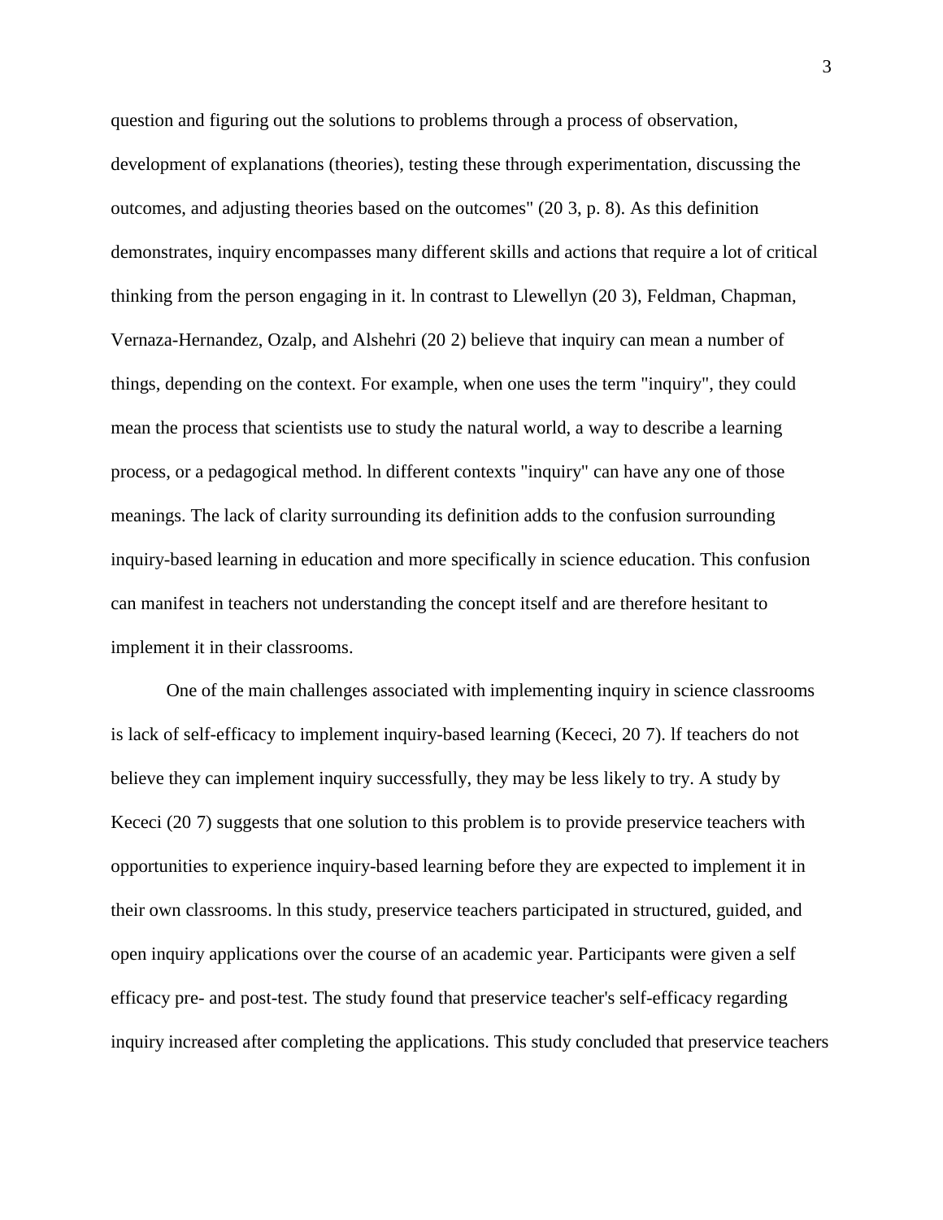question and figuring out the solutions to problems through a process of observation, development of explanations (theories), testing these through experimentation, discussing the outcomes, and adjusting theories based on the outcomes" (20 3, p. 8). As this definition demonstrates, inquiry encompasses many different skills and actions that require a lot of critical thinking from the person engaging in it. ln contrast to Llewellyn (20 3), Feldman, Chapman, Vernaza-Hernandez, Ozalp, and Alshehri (20 2) believe that inquiry can mean a number of things, depending on the context. For example, when one uses the term "inquiry", they could mean the process that scientists use to study the natural world, a way to describe a learning process, or a pedagogical method. ln different contexts "inquiry" can have any one of those meanings. The lack of clarity surrounding its definition adds to the confusion surrounding inquiry-based learning in education and more specifically in science education. This confusion can manifest in teachers not understanding the concept itself and are therefore hesitant to implement it in their classrooms.

One of the main challenges associated with implementing inquiry in science classrooms is lack of self-efficacy to implement inquiry-based learning (Kececi, 20 7). lf teachers do not believe they can implement inquiry successfully, they may be less likely to try. A study by Kececi (20 7) suggests that one solution to this problem is to provide preservice teachers with opportunities to experience inquiry-based learning before they are expected to implement it in their own classrooms. ln this study, preservice teachers participated in structured, guided, and open inquiry applications over the course of an academic year. Participants were given a self efficacy pre- and post-test. The study found that preservice teacher's self-efficacy regarding inquiry increased after completing the applications. This study concluded that preservice teachers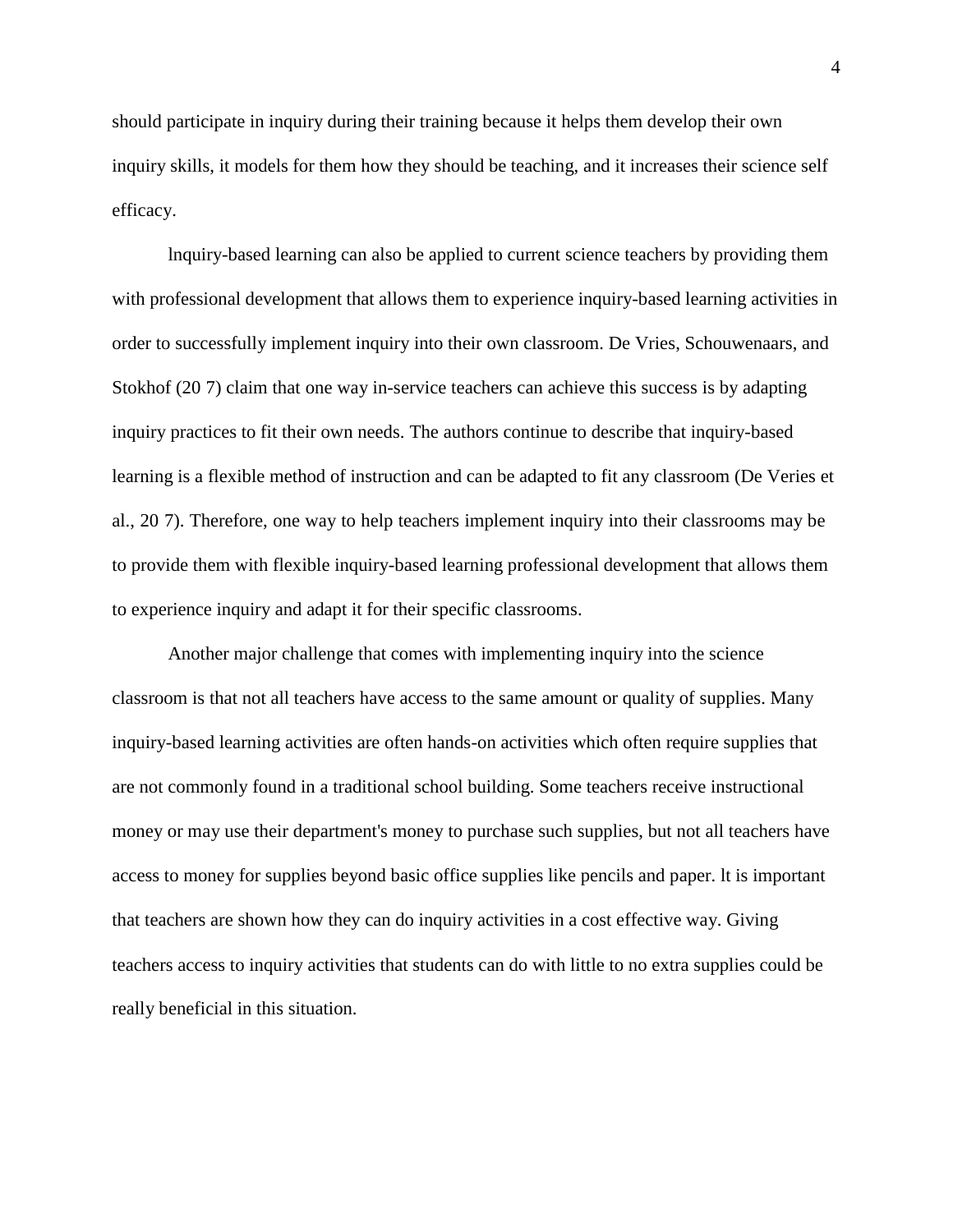should participate in inquiry during their training because it helps them develop their own inquiry skills, it models for them how they should be teaching, and it increases their science self efficacy.

lnquiry-based learning can also be applied to current science teachers by providing them with professional development that allows them to experience inquiry-based learning activities in order to successfully implement inquiry into their own classroom. De Vries, Schouwenaars, and Stokhof (20 7) claim that one way in-service teachers can achieve this success is by adapting inquiry practices to fit their own needs. The authors continue to describe that inquiry-based learning is a flexible method of instruction and can be adapted to fit any classroom (De Veries et al., 20 7). Therefore, one way to help teachers implement inquiry into their classrooms may be to provide them with flexible inquiry-based learning professional development that allows them to experience inquiry and adapt it for their specific classrooms.

Another major challenge that comes with implementing inquiry into the science classroom is that not all teachers have access to the same amount or quality of supplies. Many inquiry-based learning activities are often hands-on activities which often require supplies that are not commonly found in a traditional school building. Some teachers receive instructional money or may use their department's money to purchase such supplies, but not all teachers have access to money for supplies beyond basic office supplies like pencils and paper. lt is important that teachers are shown how they can do inquiry activities in a cost effective way. Giving teachers access to inquiry activities that students can do with little to no extra supplies could be really beneficial in this situation.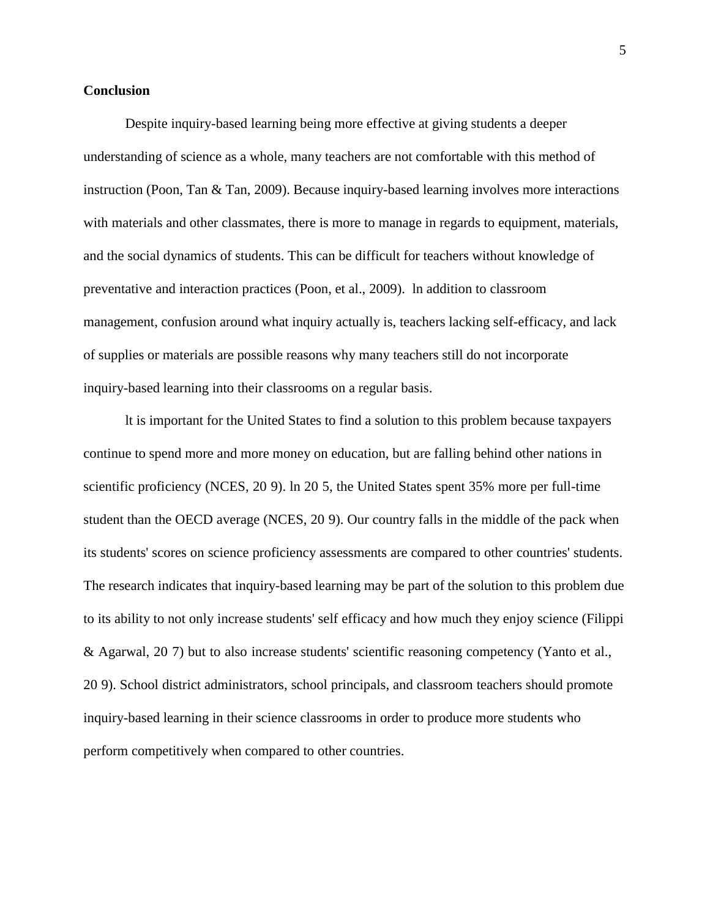**Conclusion**

Despite inquiry-based learning being more effective at giving students a deeper understanding of science as a whole, many teachers are not comfortable with this method of instruction (Poon, Tan & Tan, 2009). Because inquiry-based learning involves more interactions with materials and other classmates, there is more to manage in regards to equipment, materials, and the social dynamics of students. This can be difficult for teachers without knowledge of preventative and interaction practices (Poon, et al., 2009). ln addition to classroom management, confusion around what inquiry actually is, teachers lacking self-efficacy, and lack of supplies or materials are possible reasons why many teachers still do not incorporate inquiry-based learning into their classrooms on a regular basis.

lt is important for the United States to find a solution to this problem because taxpayers continue to spend more and more money on education, but are falling behind other nations in scientific proficiency (NCES, 20 9). ln 20 5, the United States spent 35% more per full-time student than the OECD average (NCES, 20 9). Our country falls in the middle of the pack when its students' scores on science proficiency assessments are compared to other countries' students. The research indicates that inquiry-based learning may be part of the solution to this problem due to its ability to not only increase students' self efficacy and how much they enjoy science (Filippi & Agarwal, 20 7) but to also increase students' scientific reasoning competency (Yanto et al., 20 9). School district administrators, school principals, and classroom teachers should promote inquiry-based learning in their science classrooms in order to produce more students who perform competitively when compared to other countries.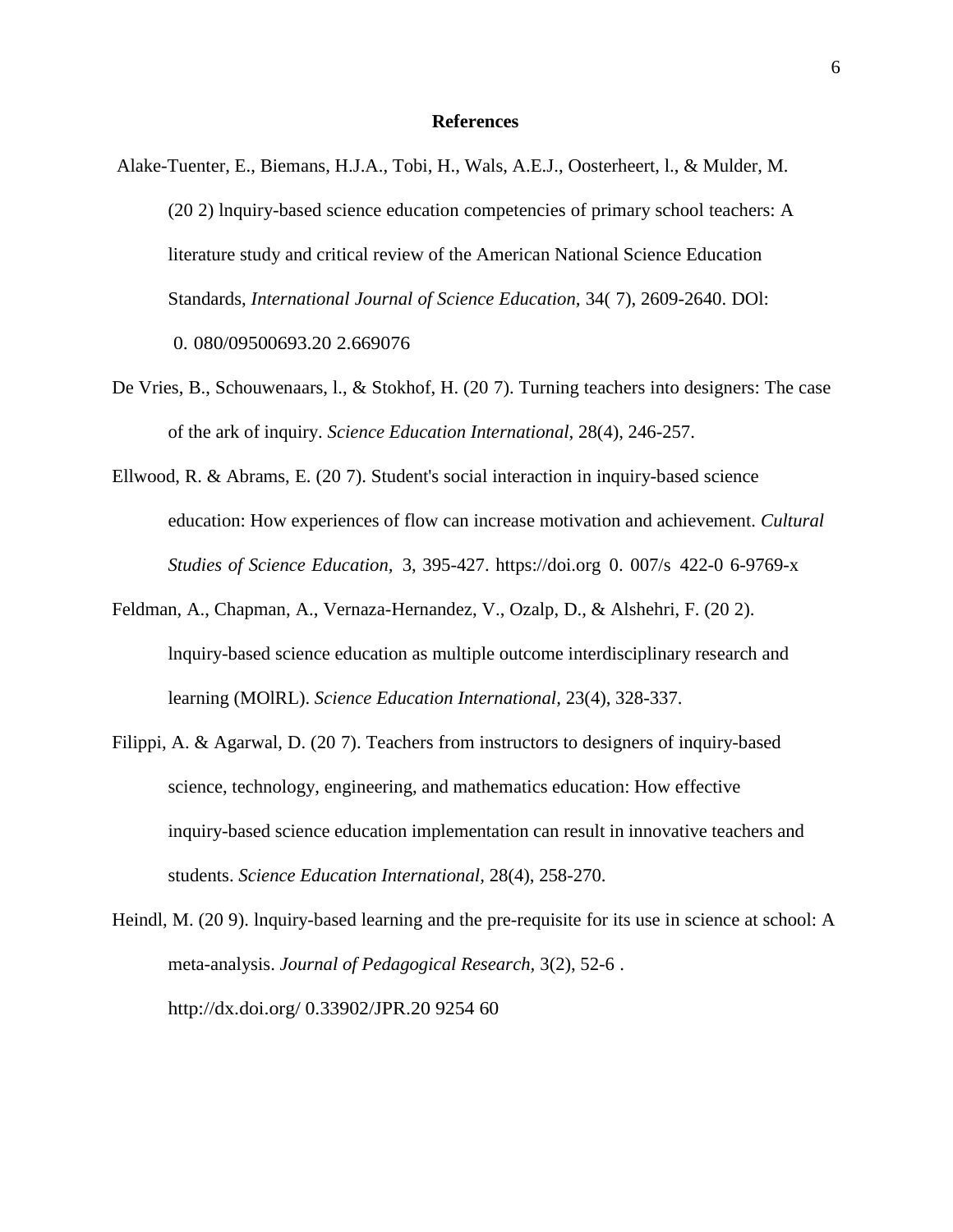**References**

Alake-Tuenter, E., Biemans, H.J.A., Tobi, H., Wals, A.E.J., Oosterheert, l., & Mulder, M. (20 2) lnquiry-based science education competencies of primary school teachers: A literature study and critical review of the American National Science Education Standards, *International Journal of Science Education,* 34( 7), 2609-2640. DOl: 0. 080/09500693.20 2.669076

De Vries, B., Schouwenaars, l., & Stokhof, H. (20 7). Turning teachers into designers: The case of the ark of inquiry. *Science Education International,* 28(4), 246-257.

Ellwood, R. & Abrams, E. (20 7). Student's social interaction in inquiry-based science education: How experiences of flow can increase motivation and achievement. *Cultural Studies of Science Education,* 3, 395-427. https://doi.org 0. 007/s 422-0 6-9769-x

Feldman, A., Chapman, A., Vernaza-Hernandez, V., Ozalp, D., & Alshehri, F. (20 2). lnquiry-based science education as multiple outcome interdisciplinary research and learning (MOlRL). *Science Education International,* 23(4), 328-337.

Filippi, A. & Agarwal, D. (20 7). Teachers from instructors to designers of inquiry-based science, technology, engineering, and mathematics education: How effective inquiry-based science education implementation can result in innovative teachers and students. *Science Education International,* 28(4), 258-270.

Heindl, M. (20 9). lnquiry-based learning and the pre-requisite for its use in science at school: A meta-analysis. *Journal of Pedagogical Research,* 3(2), 52-6 . http://dx.doi.org/ 0.33902/JPR.20 9254 60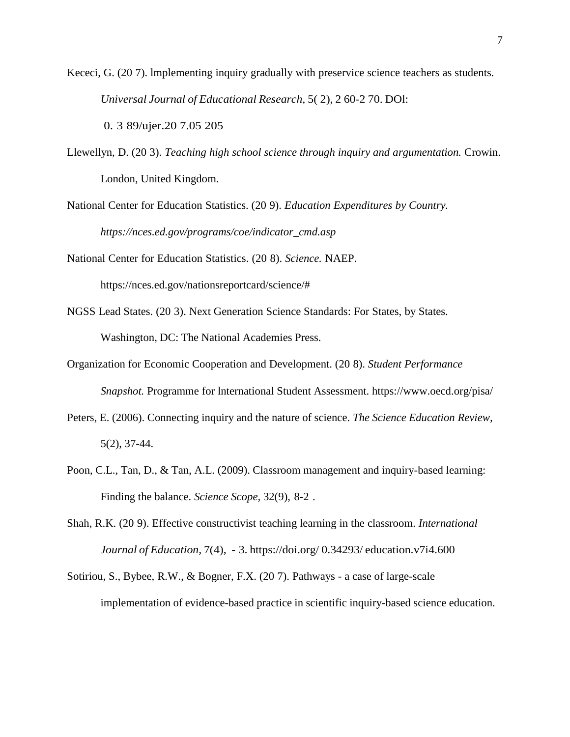Kececi, G. (20 7). lmplementing inquiry gradually with preservice science teachers as students. *Universal Journal of Educational Research*, 5( 2), 2 60-2 70. DOl: 0. 3 89/ujer.20 7.05 205

Llewellyn, D. (20 3). *Teaching high school science through inquiry and argumentation.* Crowin. London, United Kingdom.

National Center for Education Statistics. (20 9). *Education Expenditures by Country. https://nces.ed.gov/programs/coe/indicator_cmd.asp*

National Center for Education Statistics. (20 8). *Science.* NAEP. https://nces.ed.gov/nationsreportcard/science/#

NGSS Lead States. (20 3). Next Generation Science Standards: For States, by States. Washington, DC: The National Academies Press.

Organization for Economic Cooperation and Development. (20 8). *Student Performance Snapshot.* Programme for lnternational Student Assessment. https://www.oecd.org/pisa/

Peters, E. (2006). Connecting inquiry and the nature of science. *The Science Education Review,* 5(2), 37-44.

Poon, C.L., Tan, D., & Tan, A.L. (2009). Classroom management and inquiry-based learning: Finding the balance. *Science Scope,* 32(9), 8-2 .

Shah, R.K. (20 9). Effective constructivist teaching learning in the classroom. *International Journal of Education,* 7(4), - 3. https://doi.org/ 0.34293/ education.v7i4.600

Sotiriou, S., Bybee, R.W., & Bogner, F.X. (20 7). Pathways - a case of large-scale implementation of evidence-based practice in scientific inquiry-based science education.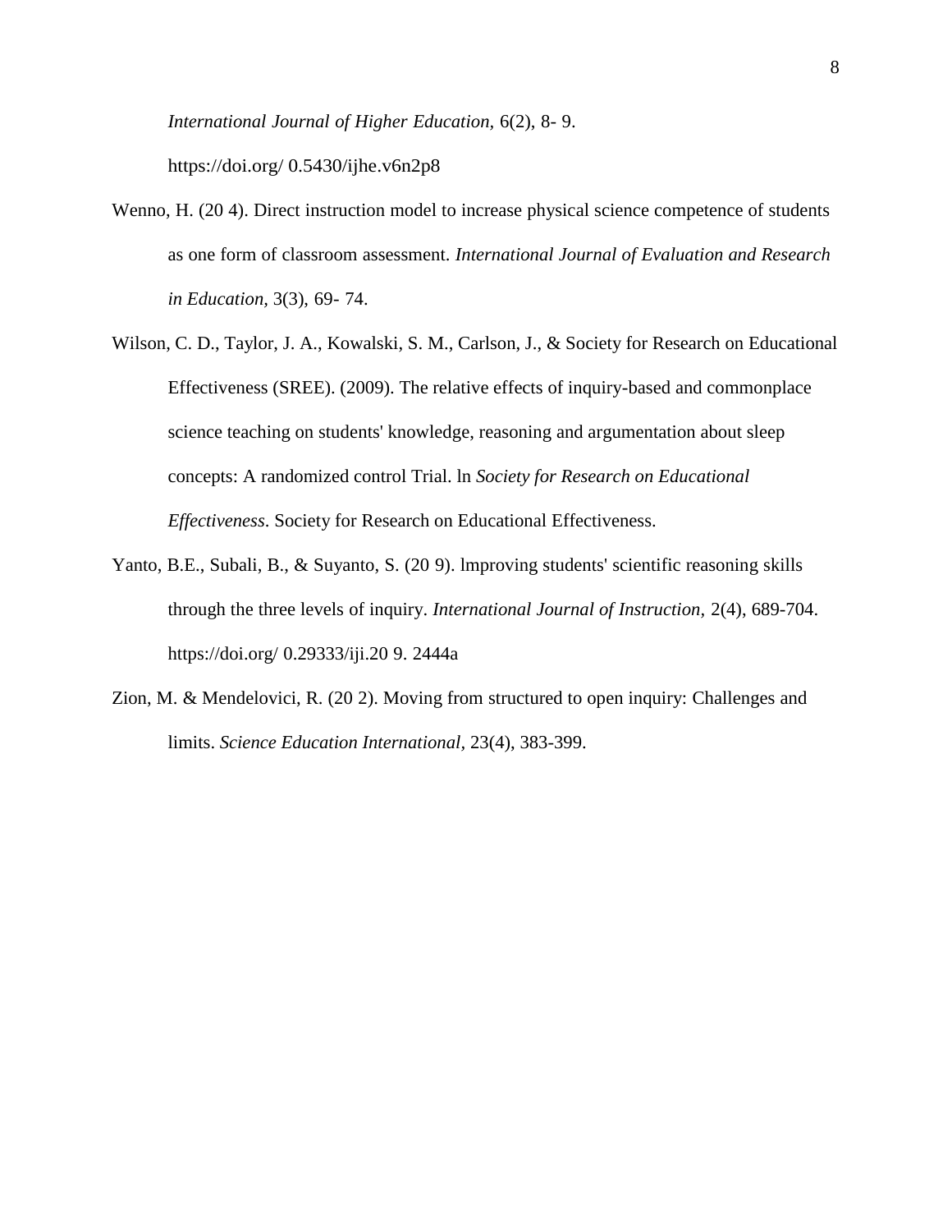*International Journal of Higher Education*, 6(2), 8- 9.
https://doi.org/ 0.5430/ijhe.v6n2p8

Wenno, H. (20 4). Direct instruction model to increase physical science competence of students as one form of classroom assessment. *International Journal of Evaluation and Research in Education*, 3(3), 69- 74.

Wilson, C. D., Taylor, J. A., Kowalski, S. M., Carlson, J., & Society for Research on Educational Effectiveness (SREE). (2009). The relative effects of inquiry-based and commonplace science teaching on students' knowledge, reasoning and argumentation about sleep concepts: A randomized control Trial. ln *Society for Research on Educational Effectiveness*. Society for Research on Educational Effectiveness.

Yanto, B.E., Subali, B., & Suyanto, S. (20 9). lmproving students' scientific reasoning skills through the three levels of inquiry. *International Journal of Instruction*, 2(4), 689-704. https://doi.org/ 0.29333/iji.20 9. 2444a

Zion, M. & Mendelovici, R. (20 2). Moving from structured to open inquiry: Challenges and limits. *Science Education International*, 23(4), 383-399.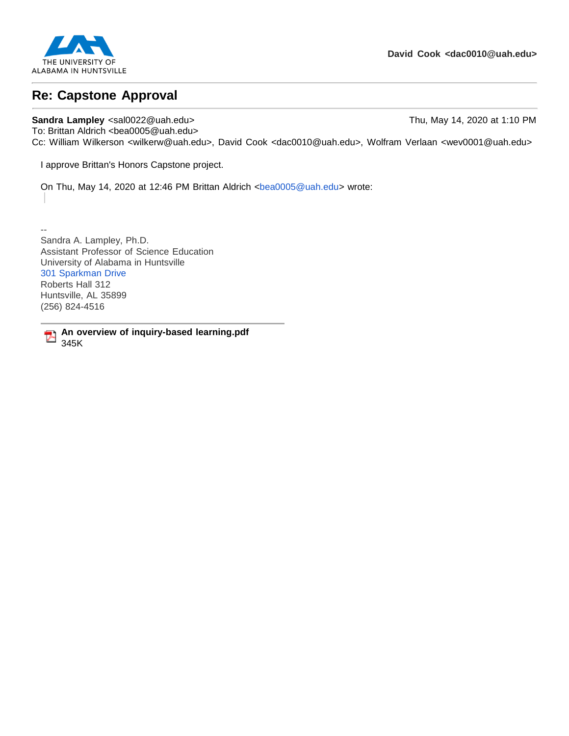THE UNIVERSITY OF ALABAMA IN HUNTSVILLE

**David Cook <dac0010@uah.edu>**

# Re: Capstone Approval

**Sandra Lampley** <sal0022@uah.edu>  Thu, May 14, 2020 at 1:10 PM
To: Brittan Aldrich <bea0005@uah.edu>
Cc: William Wilkerson <wilkerw@uah.edu>, David Cook <dac0010@uah.edu>, Wolfram Verlaan <wev0001@uah.edu>

I approve Brittan's Honors Capstone project.

On Thu, May 14, 2020 at 12:46 PM Brittan Aldrich <bea0005@uah.edu> wrote:

--
Sandra A. Lampley, Ph.D.
Assistant Professor of Science Education
University of Alabama in Huntsville
301 Sparkman Drive
Roberts Hall 312
Huntsville, AL 35899
(256) 824-4516

**An overview of inquiry-based learning.pdf**
345K